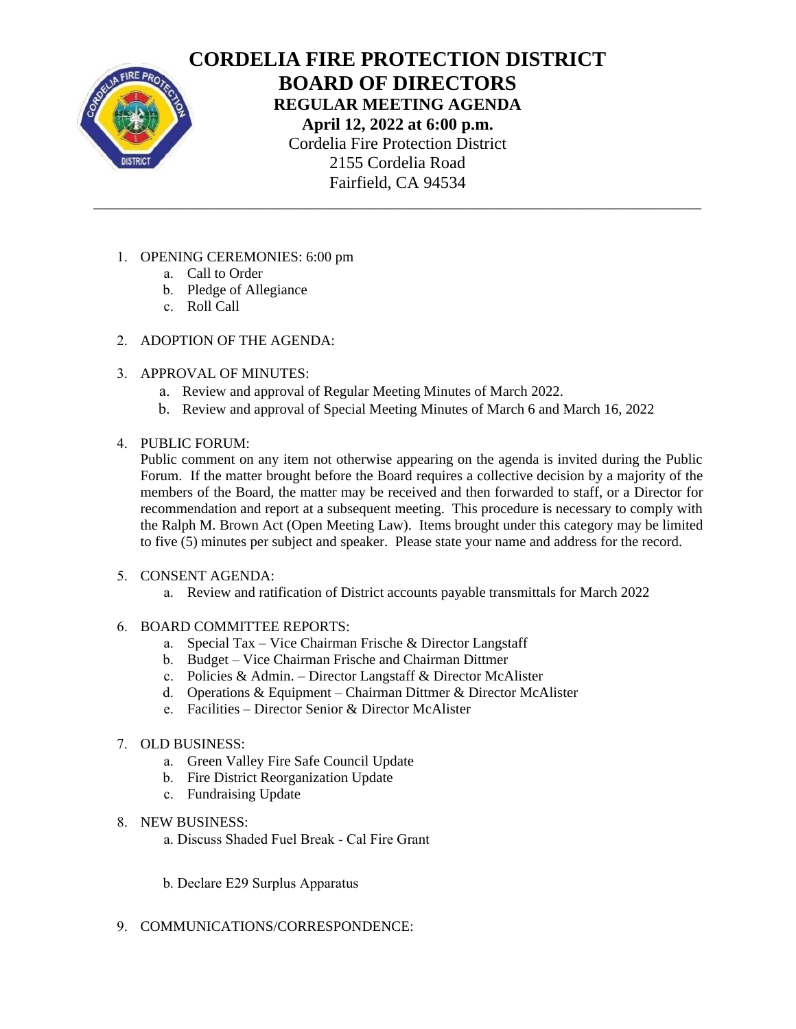# CORDELIA FIRE PROTECTION DISTRICT
# BOARD OF DIRECTORS

### REGULAR MEETING AGENDA
### April 12, 2022 at 6:00 p.m.

Cordelia Fire Protection District
2155 Cordelia Road
Fairfield, CA 94534

---

1. OPENING CEREMONIES: 6:00 pm
   a. Call to Order
   b. Pledge of Allegiance
   c. Roll Call

2. ADOPTION OF THE AGENDA:

3. APPROVAL OF MINUTES:
   a. Review and approval of Regular Meeting Minutes of March 2022.
   b. Review and approval of Special Meeting Minutes of March 6 and March 16, 2022

4. PUBLIC FORUM:
   Public comment on any item not otherwise appearing on the agenda is invited during the Public Forum. If the matter brought before the Board requires a collective decision by a majority of the members of the Board, the matter may be received and then forwarded to staff, or a Director for recommendation and report at a subsequent meeting. This procedure is necessary to comply with the Ralph M. Brown Act (Open Meeting Law). Items brought under this category may be limited to five (5) minutes per subject and speaker. Please state your name and address for the record.

5. CONSENT AGENDA:
   a. Review and ratification of District accounts payable transmittals for March 2022

6. BOARD COMMITTEE REPORTS:
   a. Special Tax – Vice Chairman Frische & Director Langstaff
   b. Budget – Vice Chairman Frische and Chairman Dittmer
   c. Policies & Admin. – Director Langstaff & Director McAlister
   d. Operations & Equipment – Chairman Dittmer & Director McAlister
   e. Facilities – Director Senior & Director McAlister

7. OLD BUSINESS:
   a. Green Valley Fire Safe Council Update
   b. Fire District Reorganization Update
   c. Fundraising Update

8. NEW BUSINESS:
   a. Discuss Shaded Fuel Break - Cal Fire Grant

   b. Declare E29 Surplus Apparatus

9. COMMUNICATIONS/CORRESPONDENCE: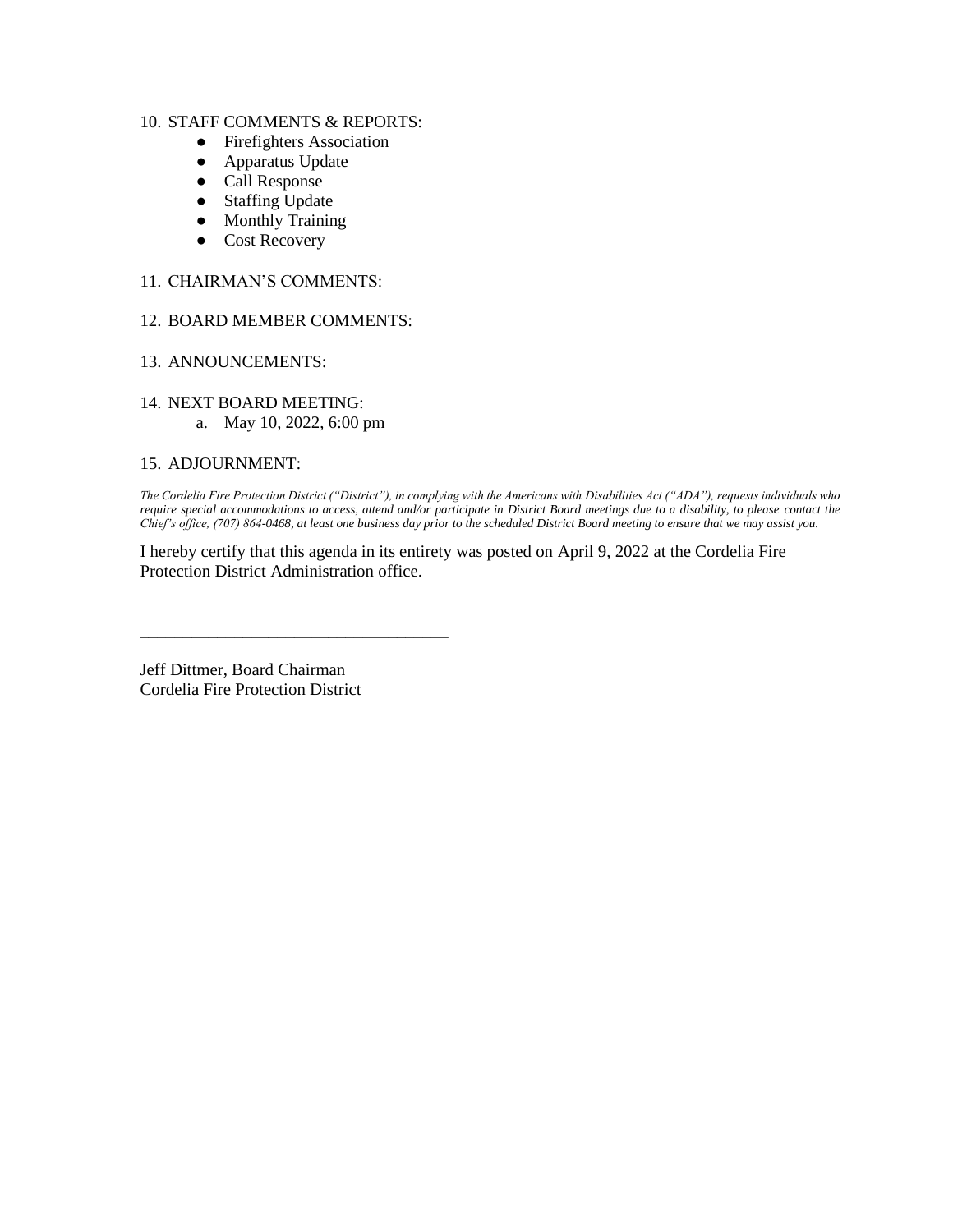10. STAFF COMMENTS & REPORTS:
    - Firefighters Association
    - Apparatus Update
    - Call Response
    - Staffing Update
    - Monthly Training
    - Cost Recovery

11. CHAIRMAN'S COMMENTS:

12. BOARD MEMBER COMMENTS:

13. ANNOUNCEMENTS:

14. NEXT BOARD MEETING:
    a. May 10, 2022, 6:00 pm

15. ADJOURNMENT:

*The Cordelia Fire Protection District ("District"), in complying with the Americans with Disabilities Act ("ADA"), requests individuals who require special accommodations to access, attend and/or participate in District Board meetings due to a disability, to please contact the Chief's office, (707) 864-0468, at least one business day prior to the scheduled District Board meeting to ensure that we may assist you.*

I hereby certify that this agenda in its entirety was posted on April 9, 2022 at the Cordelia Fire Protection District Administration office.

___________________________________

Jeff Dittmer, Board Chairman
Cordelia Fire Protection District